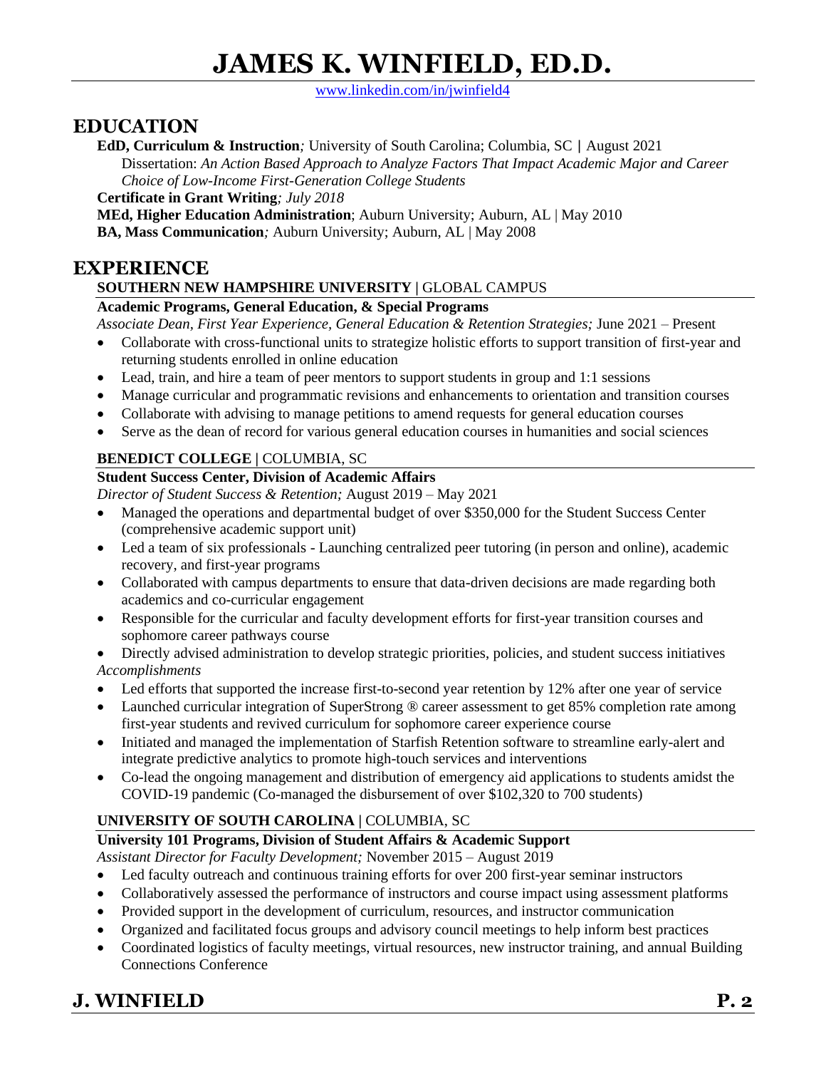# JAMES K. WINFIELD, ED.D.

www.linkedin.com/in/jwinfield4

## EDUCATION

**EdD, Curriculum & Instruction**; University of South Carolina; Columbia, SC | August 2021
Dissertation: *An Action Based Approach to Analyze Factors That Impact Academic Major and Career Choice of Low-Income First-Generation College Students*

**Certificate in Grant Writing**; *July 2018*

**MEd, Higher Education Administration**; Auburn University; Auburn, AL | May 2010

**BA, Mass Communication**; Auburn University; Auburn, AL | May 2008

## EXPERIENCE

### SOUTHERN NEW HAMPSHIRE UNIVERSITY | GLOBAL CAMPUS

**Academic Programs, General Education, & Special Programs**

*Associate Dean, First Year Experience, General Education & Retention Strategies;* June 2021 – Present

- Collaborate with cross-functional units to strategize holistic efforts to support transition of first-year and returning students enrolled in online education
- Lead, train, and hire a team of peer mentors to support students in group and 1:1 sessions
- Manage curricular and programmatic revisions and enhancements to orientation and transition courses
- Collaborate with advising to manage petitions to amend requests for general education courses
- Serve as the dean of record for various general education courses in humanities and social sciences

### BENEDICT COLLEGE | COLUMBIA, SC

**Student Success Center, Division of Academic Affairs**

*Director of Student Success & Retention;* August 2019 – May 2021

- Managed the operations and departmental budget of over $350,000 for the Student Success Center (comprehensive academic support unit)
- Led a team of six professionals - Launching centralized peer tutoring (in person and online), academic recovery, and first-year programs
- Collaborated with campus departments to ensure that data-driven decisions are made regarding both academics and co-curricular engagement
- Responsible for the curricular and faculty development efforts for first-year transition courses and sophomore career pathways course
- Directly advised administration to develop strategic priorities, policies, and student success initiatives

*Accomplishments*

- Led efforts that supported the increase first-to-second year retention by 12% after one year of service
- Launched curricular integration of SuperStrong ® career assessment to get 85% completion rate among first-year students and revived curriculum for sophomore career experience course
- Initiated and managed the implementation of Starfish Retention software to streamline early-alert and integrate predictive analytics to promote high-touch services and interventions
- Co-lead the ongoing management and distribution of emergency aid applications to students amidst the COVID-19 pandemic (Co-managed the disbursement of over $102,320 to 700 students)

### UNIVERSITY OF SOUTH CAROLINA | COLUMBIA, SC

**University 101 Programs, Division of Student Affairs & Academic Support**

*Assistant Director for Faculty Development;* November 2015 – August 2019

- Led faculty outreach and continuous training efforts for over 200 first-year seminar instructors
- Collaboratively assessed the performance of instructors and course impact using assessment platforms
- Provided support in the development of curriculum, resources, and instructor communication
- Organized and facilitated focus groups and advisory council meetings to help inform best practices
- Coordinated logistics of faculty meetings, virtual resources, new instructor training, and annual Building Connections Conference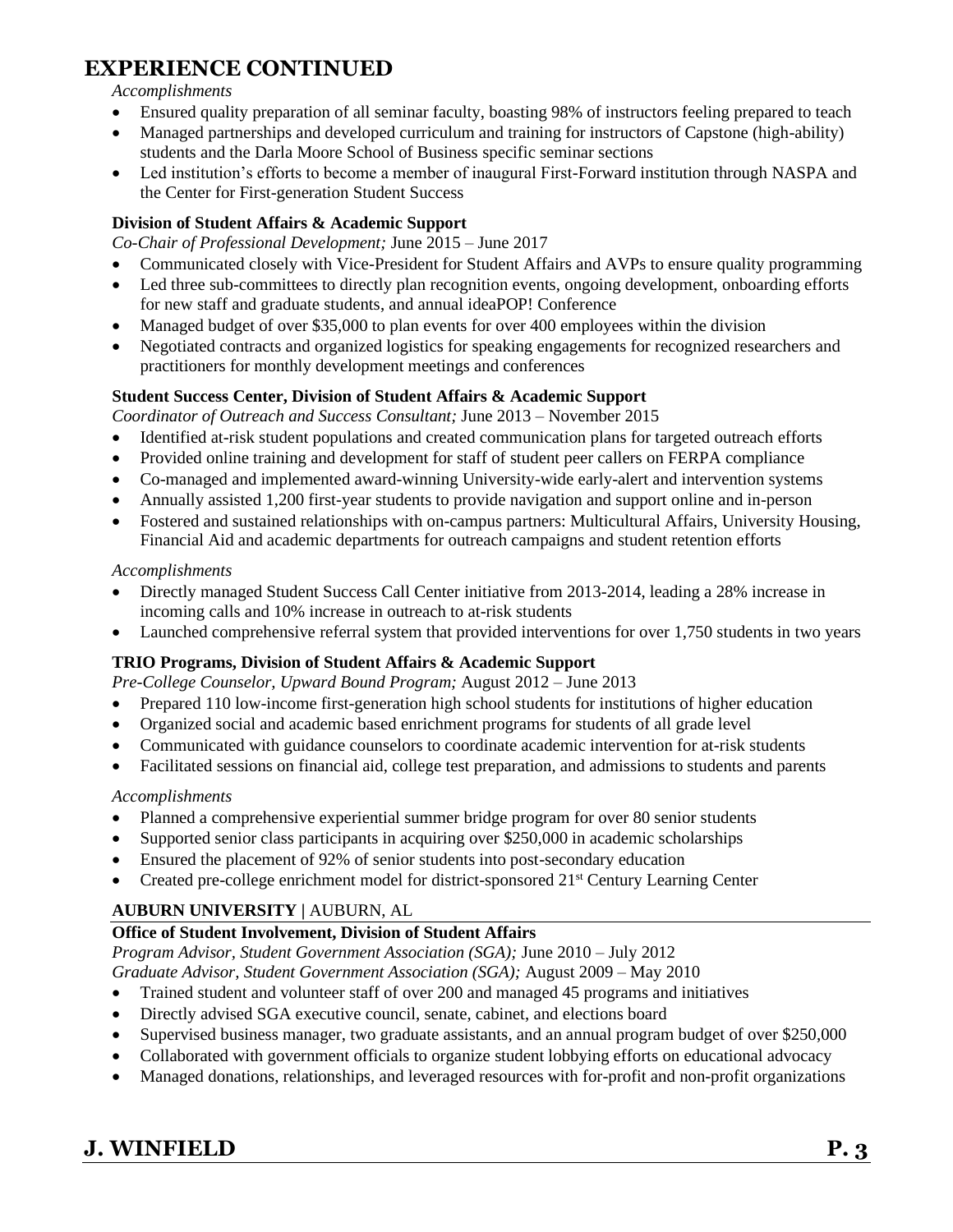## EXPERIENCE CONTINUED

*Accomplishments*

- Ensured quality preparation of all seminar faculty, boasting 98% of instructors feeling prepared to teach
- Managed partnerships and developed curriculum and training for instructors of Capstone (high-ability) students and the Darla Moore School of Business specific seminar sections
- Led institution's efforts to become a member of inaugural First-Forward institution through NASPA and the Center for First-generation Student Success

**Division of Student Affairs & Academic Support**

*Co-Chair of Professional Development;* June 2015 – June 2017

- Communicated closely with Vice-President for Student Affairs and AVPs to ensure quality programming
- Led three sub-committees to directly plan recognition events, ongoing development, onboarding efforts for new staff and graduate students, and annual ideaPOP! Conference
- Managed budget of over $35,000 to plan events for over 400 employees within the division
- Negotiated contracts and organized logistics for speaking engagements for recognized researchers and practitioners for monthly development meetings and conferences

**Student Success Center, Division of Student Affairs & Academic Support**

*Coordinator of Outreach and Success Consultant;* June 2013 – November 2015

- Identified at-risk student populations and created communication plans for targeted outreach efforts
- Provided online training and development for staff of student peer callers on FERPA compliance
- Co-managed and implemented award-winning University-wide early-alert and intervention systems
- Annually assisted 1,200 first-year students to provide navigation and support online and in-person
- Fostered and sustained relationships with on-campus partners: Multicultural Affairs, University Housing, Financial Aid and academic departments for outreach campaigns and student retention efforts

*Accomplishments*

- Directly managed Student Success Call Center initiative from 2013-2014, leading a 28% increase in incoming calls and 10% increase in outreach to at-risk students
- Launched comprehensive referral system that provided interventions for over 1,750 students in two years

**TRIO Programs, Division of Student Affairs & Academic Support**

*Pre-College Counselor, Upward Bound Program;* August 2012 – June 2013

- Prepared 110 low-income first-generation high school students for institutions of higher education
- Organized social and academic based enrichment programs for students of all grade level
- Communicated with guidance counselors to coordinate academic intervention for at-risk students
- Facilitated sessions on financial aid, college test preparation, and admissions to students and parents

*Accomplishments*

- Planned a comprehensive experiential summer bridge program for over 80 senior students
- Supported senior class participants in acquiring over $250,000 in academic scholarships
- Ensured the placement of 92% of senior students into post-secondary education
- Created pre-college enrichment model for district-sponsored 21st Century Learning Center

**AUBURN UNIVERSITY |** AUBURN, AL

**Office of Student Involvement, Division of Student Affairs**

*Program Advisor, Student Government Association (SGA);* June 2010 – July 2012
*Graduate Advisor, Student Government Association (SGA);* August 2009 – May 2010

- Trained student and volunteer staff of over 200 and managed 45 programs and initiatives
- Directly advised SGA executive council, senate, cabinet, and elections board
- Supervised business manager, two graduate assistants, and an annual program budget of over $250,000
- Collaborated with government officials to organize student lobbying efforts on educational advocacy
- Managed donations, relationships, and leveraged resources with for-profit and non-profit organizations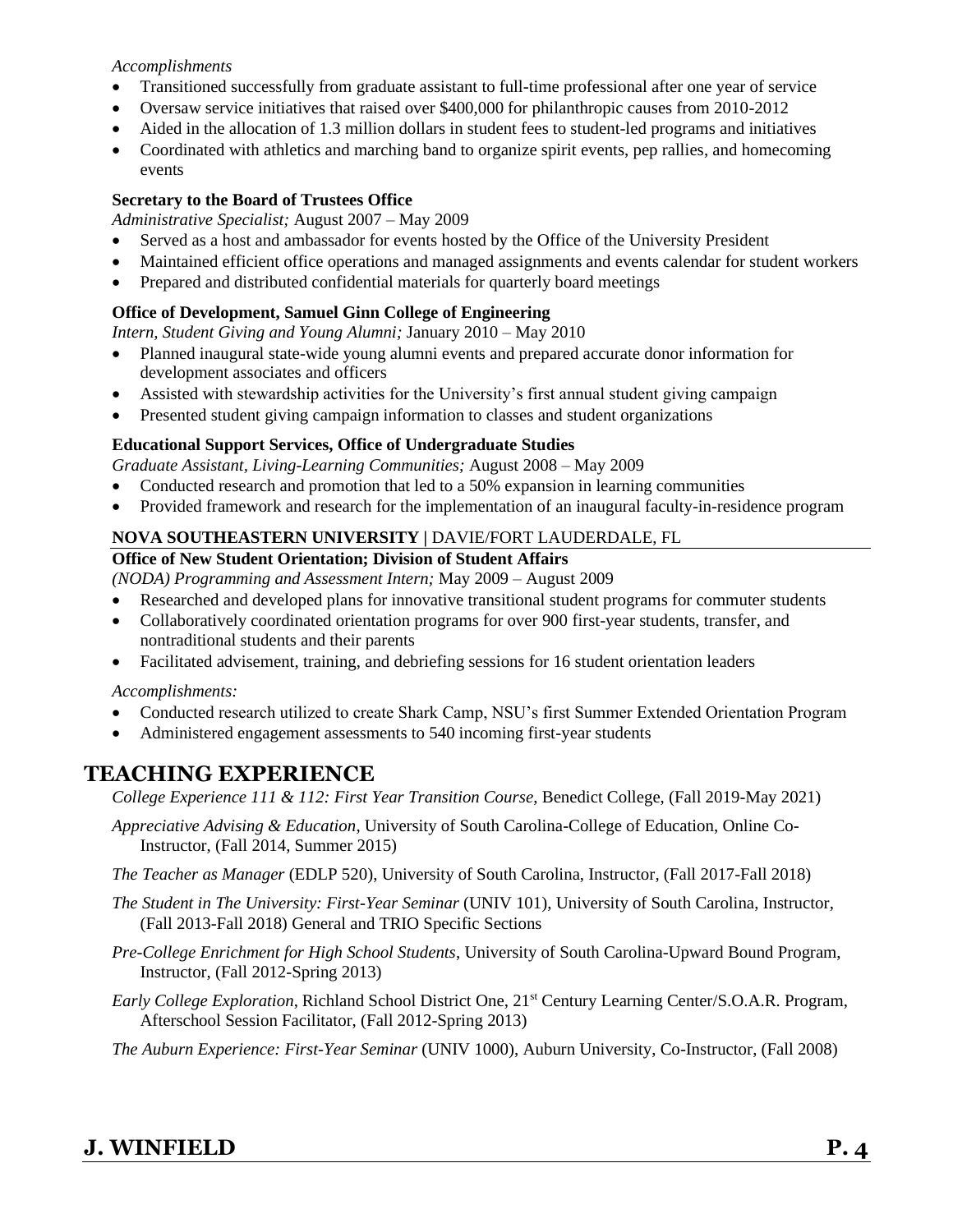*Accomplishments*

- Transitioned successfully from graduate assistant to full-time professional after one year of service
- Oversaw service initiatives that raised over $400,000 for philanthropic causes from 2010-2012
- Aided in the allocation of 1.3 million dollars in student fees to student-led programs and initiatives
- Coordinated with athletics and marching band to organize spirit events, pep rallies, and homecoming events

**Secretary to the Board of Trustees Office**

*Administrative Specialist;* August 2007 – May 2009

- Served as a host and ambassador for events hosted by the Office of the University President
- Maintained efficient office operations and managed assignments and events calendar for student workers
- Prepared and distributed confidential materials for quarterly board meetings

**Office of Development, Samuel Ginn College of Engineering**

*Intern, Student Giving and Young Alumni;* January 2010 – May 2010

- Planned inaugural state-wide young alumni events and prepared accurate donor information for development associates and officers
- Assisted with stewardship activities for the University's first annual student giving campaign
- Presented student giving campaign information to classes and student organizations

**Educational Support Services, Office of Undergraduate Studies**

*Graduate Assistant, Living-Learning Communities;* August 2008 – May 2009

- Conducted research and promotion that led to a 50% expansion in learning communities
- Provided framework and research for the implementation of an inaugural faculty-in-residence program

**NOVA SOUTHEASTERN UNIVERSITY |** DAVIE/FORT LAUDERDALE, FL

**Office of New Student Orientation; Division of Student Affairs**

*(NODA) Programming and Assessment Intern;* May 2009 – August 2009

- Researched and developed plans for innovative transitional student programs for commuter students
- Collaboratively coordinated orientation programs for over 900 first-year students, transfer, and nontraditional students and their parents
- Facilitated advisement, training, and debriefing sessions for 16 student orientation leaders

*Accomplishments:*

- Conducted research utilized to create Shark Camp, NSU's first Summer Extended Orientation Program
- Administered engagement assessments to 540 incoming first-year students

## TEACHING EXPERIENCE

*College Experience 111 & 112: First Year Transition Course*, Benedict College, (Fall 2019-May 2021)

*Appreciative Advising & Education*, University of South Carolina-College of Education, Online Co-Instructor, (Fall 2014, Summer 2015)

*The Teacher as Manager* (EDLP 520), University of South Carolina, Instructor, (Fall 2017-Fall 2018)

*The Student in The University: First-Year Seminar* (UNIV 101), University of South Carolina, Instructor, (Fall 2013-Fall 2018) General and TRIO Specific Sections

*Pre-College Enrichment for High School Students*, University of South Carolina-Upward Bound Program, Instructor, (Fall 2012-Spring 2013)

*Early College Exploration*, Richland School District One, 21st Century Learning Center/S.O.A.R. Program, Afterschool Session Facilitator, (Fall 2012-Spring 2013)

*The Auburn Experience: First-Year Seminar* (UNIV 1000), Auburn University, Co-Instructor, (Fall 2008)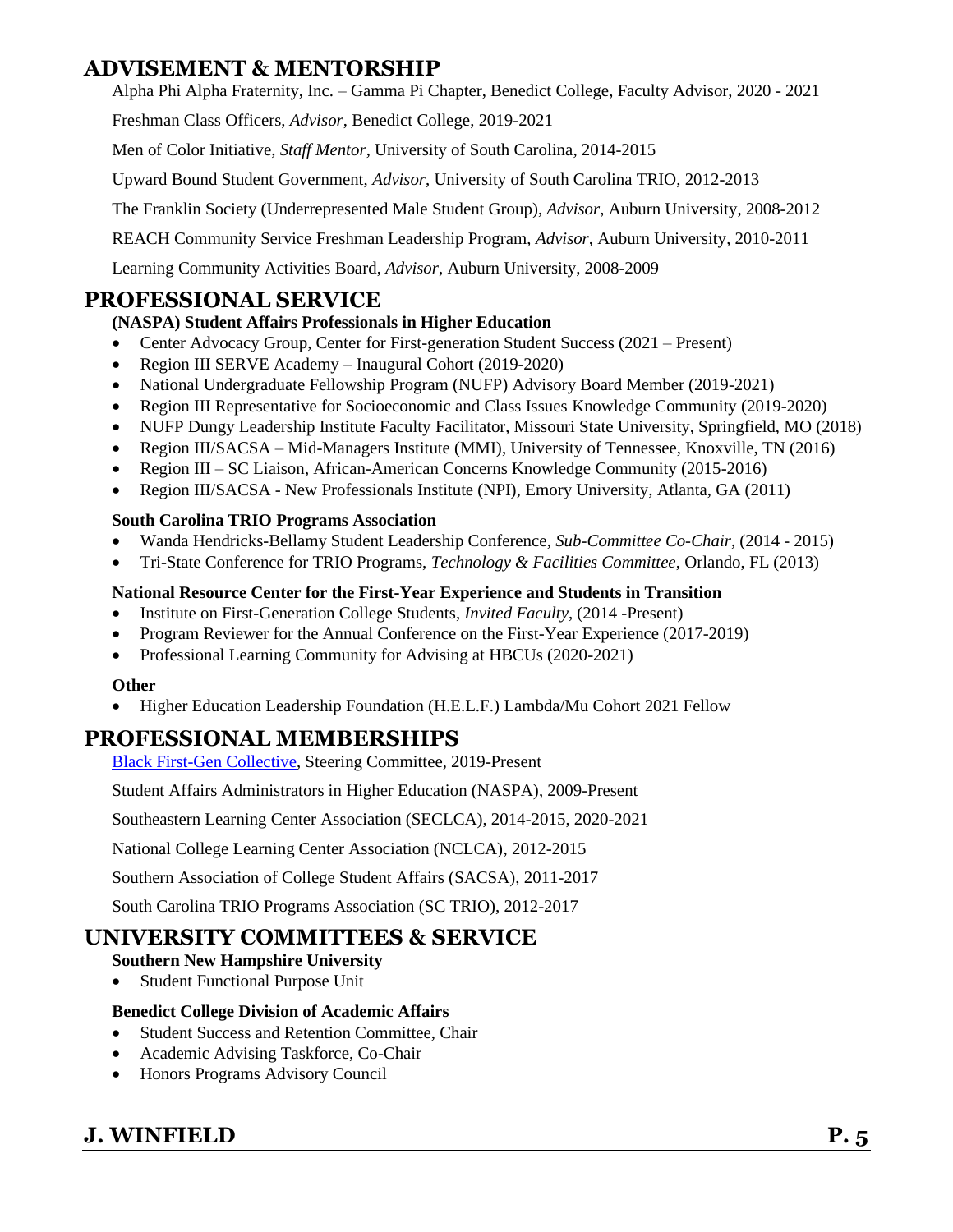## ADVISEMENT & MENTORSHIP

Alpha Phi Alpha Fraternity, Inc. – Gamma Pi Chapter, Benedict College, Faculty Advisor, 2020 - 2021

Freshman Class Officers, *Advisor*, Benedict College, 2019-2021

Men of Color Initiative, *Staff Mentor*, University of South Carolina, 2014-2015

Upward Bound Student Government, *Advisor*, University of South Carolina TRIO, 2012-2013

The Franklin Society (Underrepresented Male Student Group), *Advisor*, Auburn University, 2008-2012

REACH Community Service Freshman Leadership Program, *Advisor*, Auburn University, 2010-2011

Learning Community Activities Board, *Advisor*, Auburn University, 2008-2009

## PROFESSIONAL SERVICE

**(NASPA) Student Affairs Professionals in Higher Education**

- Center Advocacy Group, Center for First-generation Student Success (2021 – Present)
- Region III SERVE Academy – Inaugural Cohort (2019-2020)
- National Undergraduate Fellowship Program (NUFP) Advisory Board Member (2019-2021)
- Region III Representative for Socioeconomic and Class Issues Knowledge Community (2019-2020)
- NUFP Dungy Leadership Institute Faculty Facilitator, Missouri State University, Springfield, MO (2018)
- Region III/SACSA – Mid-Managers Institute (MMI), University of Tennessee, Knoxville, TN (2016)
- Region III – SC Liaison, African-American Concerns Knowledge Community (2015-2016)
- Region III/SACSA - New Professionals Institute (NPI), Emory University, Atlanta, GA (2011)

**South Carolina TRIO Programs Association**

- Wanda Hendricks-Bellamy Student Leadership Conference, *Sub-Committee Co-Chair*, (2014 - 2015)
- Tri-State Conference for TRIO Programs, *Technology & Facilities Committee*, Orlando, FL (2013)

**National Resource Center for the First-Year Experience and Students in Transition**

- Institute on First-Generation College Students, *Invited Faculty*, (2014 -Present)
- Program Reviewer for the Annual Conference on the First-Year Experience (2017-2019)
- Professional Learning Community for Advising at HBCUs (2020-2021)

**Other**

- Higher Education Leadership Foundation (H.E.L.F.) Lambda/Mu Cohort 2021 Fellow

## PROFESSIONAL MEMBERSHIPS

Black First-Gen Collective, Steering Committee, 2019-Present

Student Affairs Administrators in Higher Education (NASPA), 2009-Present

Southeastern Learning Center Association (SECLCA), 2014-2015, 2020-2021

National College Learning Center Association (NCLCA), 2012-2015

Southern Association of College Student Affairs (SACSA), 2011-2017

South Carolina TRIO Programs Association (SC TRIO), 2012-2017

## UNIVERSITY COMMITTEES & SERVICE

**Southern New Hampshire University**

- Student Functional Purpose Unit

**Benedict College Division of Academic Affairs**

- Student Success and Retention Committee, Chair
- Academic Advising Taskforce, Co-Chair
- Honors Programs Advisory Council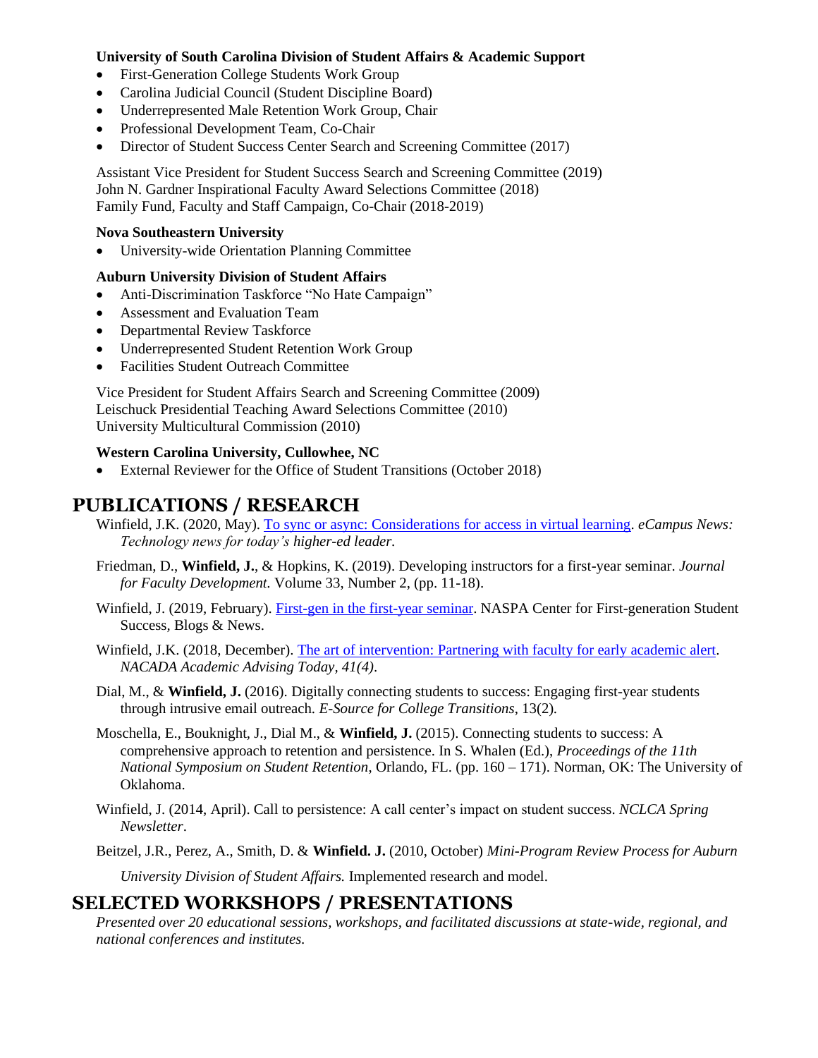**University of South Carolina Division of Student Affairs & Academic Support**

- First-Generation College Students Work Group
- Carolina Judicial Council (Student Discipline Board)
- Underrepresented Male Retention Work Group, Chair
- Professional Development Team, Co-Chair
- Director of Student Success Center Search and Screening Committee (2017)

Assistant Vice President for Student Success Search and Screening Committee (2019)
John N. Gardner Inspirational Faculty Award Selections Committee (2018)
Family Fund, Faculty and Staff Campaign, Co-Chair (2018-2019)

**Nova Southeastern University**

- University-wide Orientation Planning Committee

**Auburn University Division of Student Affairs**

- Anti-Discrimination Taskforce "No Hate Campaign"
- Assessment and Evaluation Team
- Departmental Review Taskforce
- Underrepresented Student Retention Work Group
- Facilities Student Outreach Committee

Vice President for Student Affairs Search and Screening Committee (2009)
Leischuck Presidential Teaching Award Selections Committee (2010)
University Multicultural Commission (2010)

**Western Carolina University, Cullowhee, NC**

- External Reviewer for the Office of Student Transitions (October 2018)

# PUBLICATIONS / RESEARCH

Winfield, J.K. (2020, May). To sync or async: Considerations for access in virtual learning. *eCampus News: Technology news for today's higher-ed leader.*

Friedman, D., **Winfield, J.**, & Hopkins, K. (2019). Developing instructors for a first-year seminar. *Journal for Faculty Development.* Volume 33, Number 2, (pp. 11-18).

Winfield, J. (2019, February). First-gen in the first-year seminar. NASPA Center for First-generation Student Success, Blogs & News.

Winfield, J.K. (2018, December). The art of intervention: Partnering with faculty for early academic alert. *NACADA Academic Advising Today, 41(4).*

Dial, M., & **Winfield, J.** (2016). Digitally connecting students to success: Engaging first-year students through intrusive email outreach. *E-Source for College Transitions*, 13(2).

Moschella, E., Bouknight, J., Dial M., & **Winfield, J.** (2015). Connecting students to success: A comprehensive approach to retention and persistence. In S. Whalen (Ed.), *Proceedings of the 11th National Symposium on Student Retention*, Orlando, FL. (pp. 160 – 171). Norman, OK: The University of Oklahoma.

Winfield, J. (2014, April). Call to persistence: A call center's impact on student success. *NCLCA Spring Newsletter*.

Beitzel, J.R., Perez, A., Smith, D. & **Winfield. J.** (2010, October) *Mini-Program Review Process for Auburn University Division of Student Affairs.* Implemented research and model.

# SELECTED WORKSHOPS / PRESENTATIONS

*Presented over 20 educational sessions, workshops, and facilitated discussions at state-wide, regional, and national conferences and institutes.*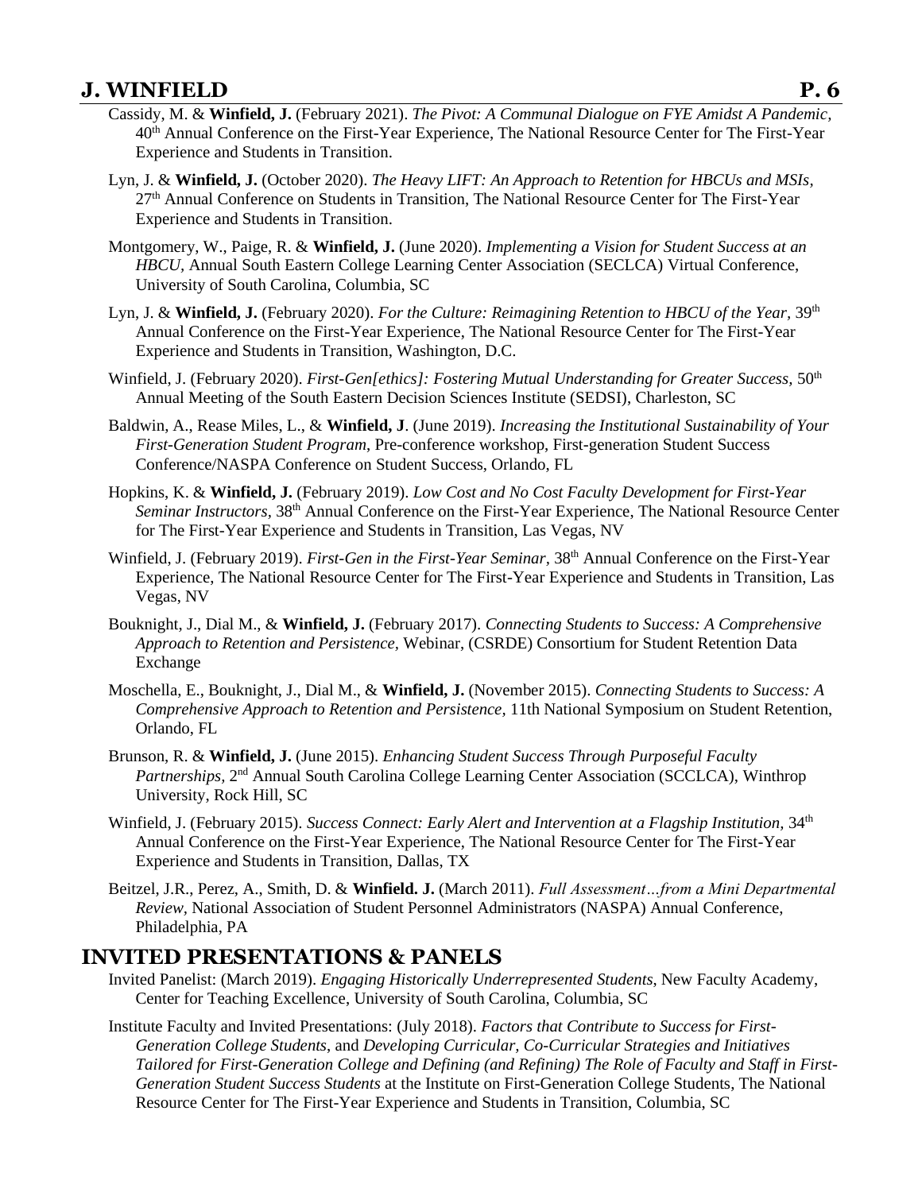Cassidy, M. & **Winfield, J.** (February 2021). *The Pivot: A Communal Dialogue on FYE Amidst A Pandemic,* 40th Annual Conference on the First-Year Experience, The National Resource Center for The First-Year Experience and Students in Transition.

Lyn, J. & **Winfield, J.** (October 2020). *The Heavy LIFT: An Approach to Retention for HBCUs and MSIs,* 27th Annual Conference on Students in Transition, The National Resource Center for The First-Year Experience and Students in Transition.

Montgomery, W., Paige, R. & **Winfield, J.** (June 2020). *Implementing a Vision for Student Success at an HBCU,* Annual South Eastern College Learning Center Association (SECLCA) Virtual Conference, University of South Carolina, Columbia, SC

Lyn, J. & **Winfield, J.** (February 2020). *For the Culture: Reimagining Retention to HBCU of the Year,* 39th Annual Conference on the First-Year Experience, The National Resource Center for The First-Year Experience and Students in Transition, Washington, D.C.

Winfield, J. (February 2020). *First-Gen[ethics]: Fostering Mutual Understanding for Greater Success,* 50th Annual Meeting of the South Eastern Decision Sciences Institute (SEDSI), Charleston, SC

Baldwin, A., Rease Miles, L., & **Winfield, J**. (June 2019). *Increasing the Institutional Sustainability of Your First-Generation Student Program,* Pre-conference workshop, First-generation Student Success Conference/NASPA Conference on Student Success, Orlando, FL

Hopkins, K. & **Winfield, J.** (February 2019). *Low Cost and No Cost Faculty Development for First-Year Seminar Instructors,* 38th Annual Conference on the First-Year Experience, The National Resource Center for The First-Year Experience and Students in Transition, Las Vegas, NV

Winfield, J. (February 2019). *First-Gen in the First-Year Seminar,* 38th Annual Conference on the First-Year Experience, The National Resource Center for The First-Year Experience and Students in Transition, Las Vegas, NV

Bouknight, J., Dial M., & **Winfield, J.** (February 2017). *Connecting Students to Success: A Comprehensive Approach to Retention and Persistence,* Webinar, (CSRDE) Consortium for Student Retention Data Exchange

Moschella, E., Bouknight, J., Dial M., & **Winfield, J.** (November 2015). *Connecting Students to Success: A Comprehensive Approach to Retention and Persistence,* 11th National Symposium on Student Retention, Orlando, FL

Brunson, R. & **Winfield, J.** (June 2015). *Enhancing Student Success Through Purposeful Faculty Partnerships,* 2nd Annual South Carolina College Learning Center Association (SCCLCA), Winthrop University, Rock Hill, SC

Winfield, J. (February 2015). *Success Connect: Early Alert and Intervention at a Flagship Institution,* 34th Annual Conference on the First-Year Experience, The National Resource Center for The First-Year Experience and Students in Transition, Dallas, TX

Beitzel, J.R., Perez, A., Smith, D. & **Winfield. J.** (March 2011). *Full Assessment…from a Mini Departmental Review,* National Association of Student Personnel Administrators (NASPA) Annual Conference, Philadelphia, PA

## INVITED PRESENTATIONS & PANELS

Invited Panelist: (March 2019). *Engaging Historically Underrepresented Students,* New Faculty Academy, Center for Teaching Excellence, University of South Carolina, Columbia, SC

Institute Faculty and Invited Presentations: (July 2018). *Factors that Contribute to Success for First-Generation College Students,* and *Developing Curricular, Co-Curricular Strategies and Initiatives Tailored for First-Generation College and Defining (and Refining) The Role of Faculty and Staff in First-Generation Student Success Students* at the Institute on First-Generation College Students, The National Resource Center for The First-Year Experience and Students in Transition, Columbia, SC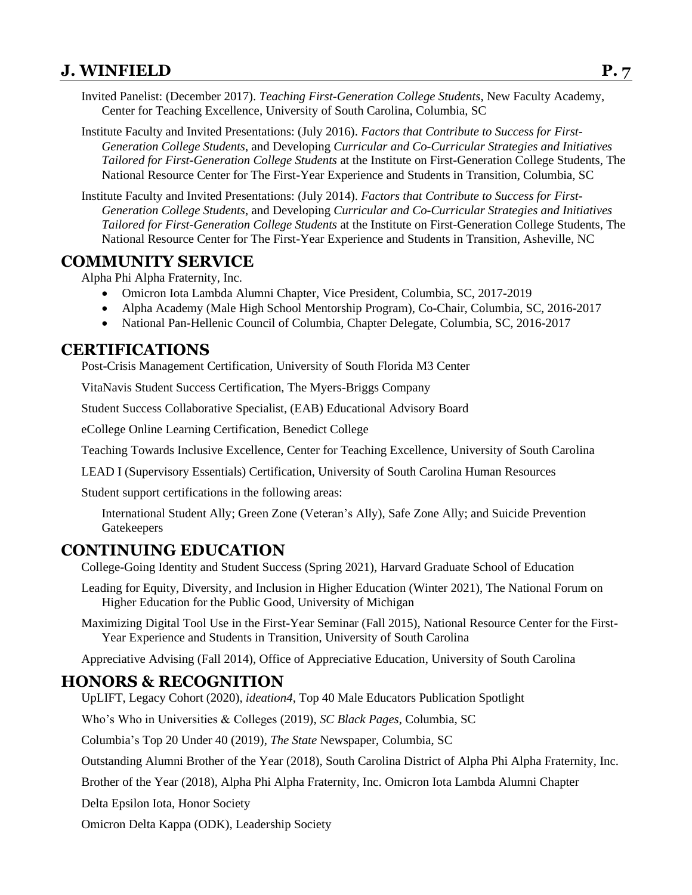Invited Panelist: (December 2017). *Teaching First-Generation College Students*, New Faculty Academy, Center for Teaching Excellence, University of South Carolina, Columbia, SC

Institute Faculty and Invited Presentations: (July 2016). *Factors that Contribute to Success for First-Generation College Students*, and Developing *Curricular and Co-Curricular Strategies and Initiatives Tailored for First-Generation College Students* at the Institute on First-Generation College Students, The National Resource Center for The First-Year Experience and Students in Transition, Columbia, SC

Institute Faculty and Invited Presentations: (July 2014). *Factors that Contribute to Success for First-Generation College Students*, and Developing *Curricular and Co-Curricular Strategies and Initiatives Tailored for First-Generation College Students* at the Institute on First-Generation College Students, The National Resource Center for The First-Year Experience and Students in Transition, Asheville, NC

## COMMUNITY SERVICE

Alpha Phi Alpha Fraternity, Inc.

- Omicron Iota Lambda Alumni Chapter, Vice President, Columbia, SC, 2017-2019
- Alpha Academy (Male High School Mentorship Program), Co-Chair, Columbia, SC, 2016-2017
- National Pan-Hellenic Council of Columbia, Chapter Delegate, Columbia, SC, 2016-2017

## CERTIFICATIONS

Post-Crisis Management Certification, University of South Florida M3 Center

VitaNavis Student Success Certification, The Myers-Briggs Company

Student Success Collaborative Specialist, (EAB) Educational Advisory Board

eCollege Online Learning Certification, Benedict College

Teaching Towards Inclusive Excellence, Center for Teaching Excellence, University of South Carolina

LEAD I (Supervisory Essentials) Certification, University of South Carolina Human Resources

Student support certifications in the following areas:

International Student Ally; Green Zone (Veteran's Ally), Safe Zone Ally; and Suicide Prevention Gatekeepers

## CONTINUING EDUCATION

College-Going Identity and Student Success (Spring 2021), Harvard Graduate School of Education

Leading for Equity, Diversity, and Inclusion in Higher Education (Winter 2021), The National Forum on Higher Education for the Public Good, University of Michigan

Maximizing Digital Tool Use in the First-Year Seminar (Fall 2015), National Resource Center for the First-Year Experience and Students in Transition, University of South Carolina

Appreciative Advising (Fall 2014), Office of Appreciative Education, University of South Carolina

## HONORS & RECOGNITION

UpLIFT, Legacy Cohort (2020), *ideation4*, Top 40 Male Educators Publication Spotlight

Who's Who in Universities & Colleges (2019), *SC Black Pages*, Columbia, SC

Columbia's Top 20 Under 40 (2019), *The State* Newspaper, Columbia, SC

Outstanding Alumni Brother of the Year (2018), South Carolina District of Alpha Phi Alpha Fraternity, Inc.

Brother of the Year (2018), Alpha Phi Alpha Fraternity, Inc. Omicron Iota Lambda Alumni Chapter

Delta Epsilon Iota, Honor Society

Omicron Delta Kappa (ODK), Leadership Society